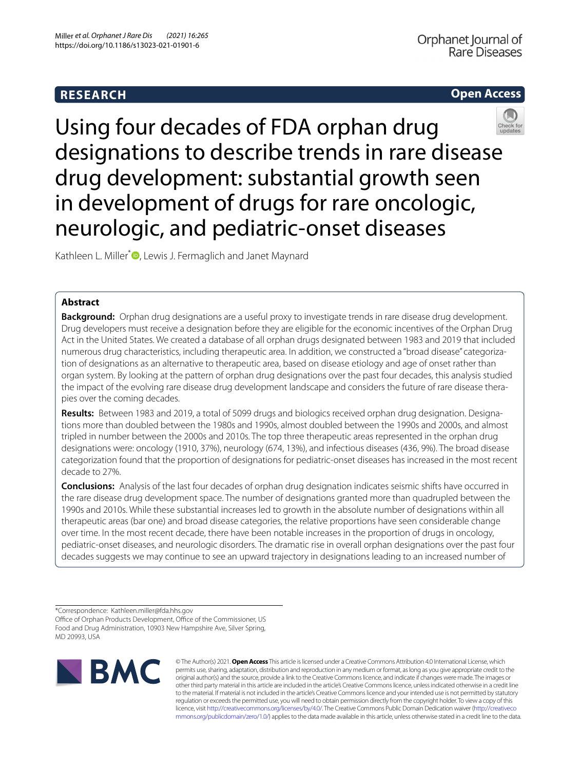**RESEARCH** **Open Access**

# Using four decades of FDA orphan drug designations to describe trends in rare disease drug development: substantial growth seen in development of drugs for rare oncologic, neurologic, and pediatric-onset diseases

Kathleen L. Miller*, Lewis J. Fermaglich and Janet Maynard

## Abstract

**Background:** Orphan drug designations are a useful proxy to investigate trends in rare disease drug development. Drug developers must receive a designation before they are eligible for the economic incentives of the Orphan Drug Act in the United States. We created a database of all orphan drugs designated between 1983 and 2019 that included numerous drug characteristics, including therapeutic area. In addition, we constructed a "broad disease" categorization of designations as an alternative to therapeutic area, based on disease etiology and age of onset rather than organ system. By looking at the pattern of orphan drug designations over the past four decades, this analysis studied the impact of the evolving rare disease drug development landscape and considers the future of rare disease therapies over the coming decades.

**Results:** Between 1983 and 2019, a total of 5099 drugs and biologics received orphan drug designation. Designations more than doubled between the 1980s and 1990s, almost doubled between the 1990s and 2000s, and almost tripled in number between the 2000s and 2010s. The top three therapeutic areas represented in the orphan drug designations were: oncology (1910, 37%), neurology (674, 13%), and infectious diseases (436, 9%). The broad disease categorization found that the proportion of designations for pediatric-onset diseases has increased in the most recent decade to 27%.

**Conclusions:** Analysis of the last four decades of orphan drug designation indicates seismic shifts have occurred in the rare disease drug development space. The number of designations granted more than quadrupled between the 1990s and 2010s. While these substantial increases led to growth in the absolute number of designations within all therapeutic areas (bar one) and broad disease categories, the relative proportions have seen considerable change over time. In the most recent decade, there have been notable increases in the proportion of drugs in oncology, pediatric-onset diseases, and neurologic disorders. The dramatic rise in overall orphan designations over the past four decades suggests we may continue to see an upward trajectory in designations leading to an increased number of

*Correspondence: Kathleen.miller@fda.hhs.gov
Office of Orphan Products Development, Office of the Commissioner, US Food and Drug Administration, 10903 New Hampshire Ave, Silver Spring, MD 20993, USA

© The Author(s) 2021. **Open Access** This article is licensed under a Creative Commons Attribution 4.0 International License, which permits use, sharing, adaptation, distribution and reproduction in any medium or format, as long as you give appropriate credit to the original author(s) and the source, provide a link to the Creative Commons licence, and indicate if changes were made. The images or other third party material in this article are included in the article's Creative Commons licence, unless indicated otherwise in a credit line to the material. If material is not included in the article's Creative Commons licence and your intended use is not permitted by statutory regulation or exceeds the permitted use, you will need to obtain permission directly from the copyright holder. To view a copy of this licence, visit http://creativecommons.org/licenses/by/4.0/. The Creative Commons Public Domain Dedication waiver (http://creativecommons.org/publicdomain/zero/1.0/) applies to the data made available in this article, unless otherwise stated in a credit line to the data.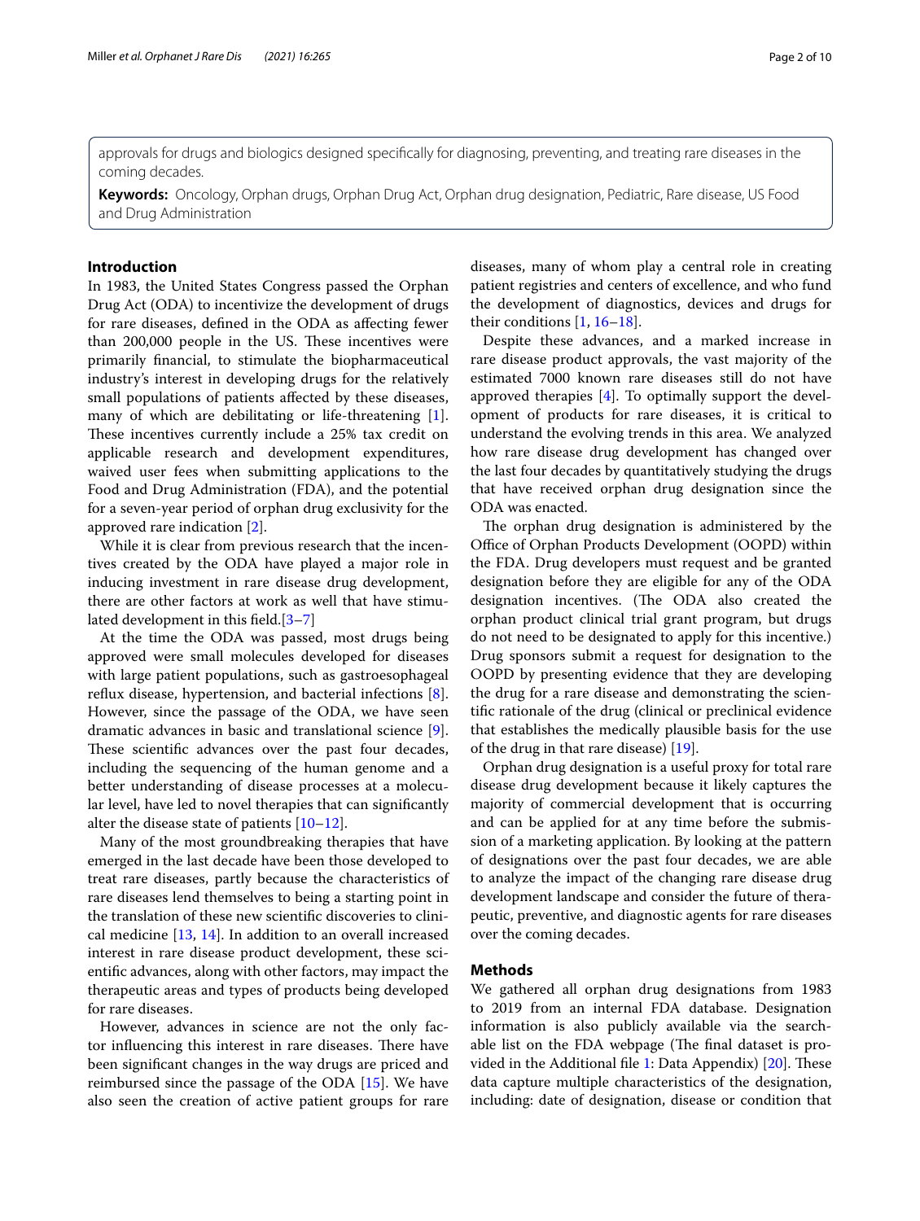approvals for drugs and biologics designed specifically for diagnosing, preventing, and treating rare diseases in the coming decades.

**Keywords:** Oncology, Orphan drugs, Orphan Drug Act, Orphan drug designation, Pediatric, Rare disease, US Food and Drug Administration

## Introduction

In 1983, the United States Congress passed the Orphan Drug Act (ODA) to incentivize the development of drugs for rare diseases, defined in the ODA as affecting fewer than 200,000 people in the US. These incentives were primarily financial, to stimulate the biopharmaceutical industry's interest in developing drugs for the relatively small populations of patients affected by these diseases, many of which are debilitating or life-threatening [1]. These incentives currently include a 25% tax credit on applicable research and development expenditures, waived user fees when submitting applications to the Food and Drug Administration (FDA), and the potential for a seven-year period of orphan drug exclusivity for the approved rare indication [2].

While it is clear from previous research that the incentives created by the ODA have played a major role in inducing investment in rare disease drug development, there are other factors at work as well that have stimulated development in this field.[3–7]

At the time the ODA was passed, most drugs being approved were small molecules developed for diseases with large patient populations, such as gastroesophageal reflux disease, hypertension, and bacterial infections [8]. However, since the passage of the ODA, we have seen dramatic advances in basic and translational science [9]. These scientific advances over the past four decades, including the sequencing of the human genome and a better understanding of disease processes at a molecular level, have led to novel therapies that can significantly alter the disease state of patients [10–12].

Many of the most groundbreaking therapies that have emerged in the last decade have been those developed to treat rare diseases, partly because the characteristics of rare diseases lend themselves to being a starting point in the translation of these new scientific discoveries to clinical medicine [13, 14]. In addition to an overall increased interest in rare disease product development, these scientific advances, along with other factors, may impact the therapeutic areas and types of products being developed for rare diseases.

However, advances in science are not the only factor influencing this interest in rare diseases. There have been significant changes in the way drugs are priced and reimbursed since the passage of the ODA [15]. We have also seen the creation of active patient groups for rare diseases, many of whom play a central role in creating patient registries and centers of excellence, and who fund the development of diagnostics, devices and drugs for their conditions [1, 16–18].

Despite these advances, and a marked increase in rare disease product approvals, the vast majority of the estimated 7000 known rare diseases still do not have approved therapies [4]. To optimally support the development of products for rare diseases, it is critical to understand the evolving trends in this area. We analyzed how rare disease drug development has changed over the last four decades by quantitatively studying the drugs that have received orphan drug designation since the ODA was enacted.

The orphan drug designation is administered by the Office of Orphan Products Development (OOPD) within the FDA. Drug developers must request and be granted designation before they are eligible for any of the ODA designation incentives. (The ODA also created the orphan product clinical trial grant program, but drugs do not need to be designated to apply for this incentive.) Drug sponsors submit a request for designation to the OOPD by presenting evidence that they are developing the drug for a rare disease and demonstrating the scientific rationale of the drug (clinical or preclinical evidence that establishes the medically plausible basis for the use of the drug in that rare disease) [19].

Orphan drug designation is a useful proxy for total rare disease drug development because it likely captures the majority of commercial development that is occurring and can be applied for at any time before the submission of a marketing application. By looking at the pattern of designations over the past four decades, we are able to analyze the impact of the changing rare disease drug development landscape and consider the future of therapeutic, preventive, and diagnostic agents for rare diseases over the coming decades.

## Methods

We gathered all orphan drug designations from 1983 to 2019 from an internal FDA database. Designation information is also publicly available via the searchable list on the FDA webpage (The final dataset is provided in the Additional file 1: Data Appendix) [20]. These data capture multiple characteristics of the designation, including: date of designation, disease or condition that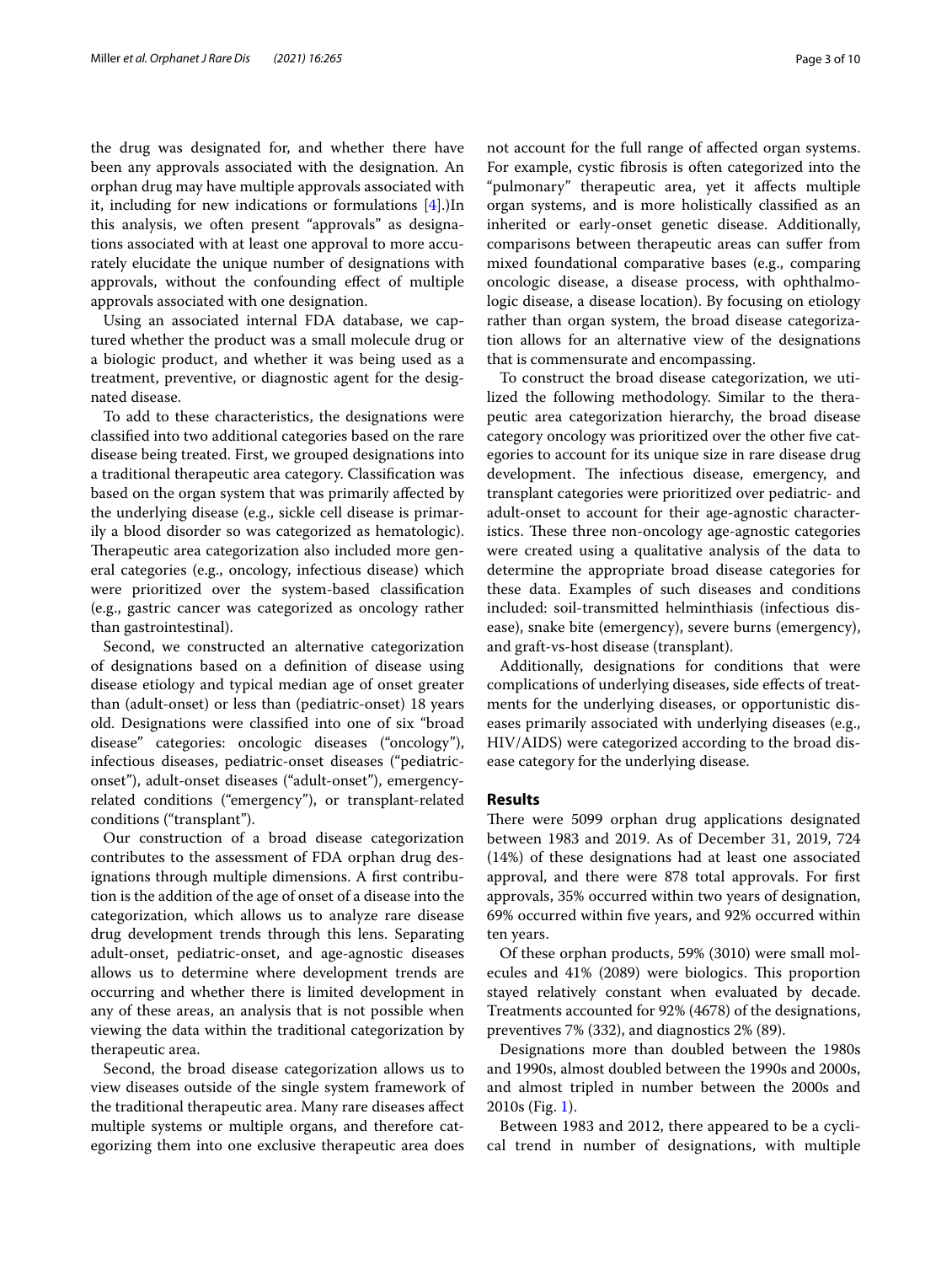the drug was designated for, and whether there have been any approvals associated with the designation. An orphan drug may have multiple approvals associated with it, including for new indications or formulations [4].)In this analysis, we often present "approvals" as designations associated with at least one approval to more accurately elucidate the unique number of designations with approvals, without the confounding effect of multiple approvals associated with one designation.

Using an associated internal FDA database, we captured whether the product was a small molecule drug or a biologic product, and whether it was being used as a treatment, preventive, or diagnostic agent for the designated disease.

To add to these characteristics, the designations were classified into two additional categories based on the rare disease being treated. First, we grouped designations into a traditional therapeutic area category. Classification was based on the organ system that was primarily affected by the underlying disease (e.g., sickle cell disease is primarily a blood disorder so was categorized as hematologic). Therapeutic area categorization also included more general categories (e.g., oncology, infectious disease) which were prioritized over the system-based classification (e.g., gastric cancer was categorized as oncology rather than gastrointestinal).

Second, we constructed an alternative categorization of designations based on a definition of disease using disease etiology and typical median age of onset greater than (adult-onset) or less than (pediatric-onset) 18 years old. Designations were classified into one of six "broad disease" categories: oncologic diseases ("oncology"), infectious diseases, pediatric-onset diseases ("pediatric-onset"), adult-onset diseases ("adult-onset"), emergency-related conditions ("emergency"), or transplant-related conditions ("transplant").

Our construction of a broad disease categorization contributes to the assessment of FDA orphan drug designations through multiple dimensions. A first contribution is the addition of the age of onset of a disease into the categorization, which allows us to analyze rare disease drug development trends through this lens. Separating adult-onset, pediatric-onset, and age-agnostic diseases allows us to determine where development trends are occurring and whether there is limited development in any of these areas, an analysis that is not possible when viewing the data within the traditional categorization by therapeutic area.

Second, the broad disease categorization allows us to view diseases outside of the single system framework of the traditional therapeutic area. Many rare diseases affect multiple systems or multiple organs, and therefore categorizing them into one exclusive therapeutic area does not account for the full range of affected organ systems. For example, cystic fibrosis is often categorized into the "pulmonary" therapeutic area, yet it affects multiple organ systems, and is more holistically classified as an inherited or early-onset genetic disease. Additionally, comparisons between therapeutic areas can suffer from mixed foundational comparative bases (e.g., comparing oncologic disease, a disease process, with ophthalmologic disease, a disease location). By focusing on etiology rather than organ system, the broad disease categorization allows for an alternative view of the designations that is commensurate and encompassing.

To construct the broad disease categorization, we utilized the following methodology. Similar to the therapeutic area categorization hierarchy, the broad disease category oncology was prioritized over the other five categories to account for its unique size in rare disease drug development. The infectious disease, emergency, and transplant categories were prioritized over pediatric- and adult-onset to account for their age-agnostic characteristics. These three non-oncology age-agnostic categories were created using a qualitative analysis of the data to determine the appropriate broad disease categories for these data. Examples of such diseases and conditions included: soil-transmitted helminthiasis (infectious disease), snake bite (emergency), severe burns (emergency), and graft-vs-host disease (transplant).

Additionally, designations for conditions that were complications of underlying diseases, side effects of treatments for the underlying diseases, or opportunistic diseases primarily associated with underlying diseases (e.g., HIV/AIDS) were categorized according to the broad disease category for the underlying disease.

## Results

There were 5099 orphan drug applications designated between 1983 and 2019. As of December 31, 2019, 724 (14%) of these designations had at least one associated approval, and there were 878 total approvals. For first approvals, 35% occurred within two years of designation, 69% occurred within five years, and 92% occurred within ten years.

Of these orphan products, 59% (3010) were small molecules and 41% (2089) were biologics. This proportion stayed relatively constant when evaluated by decade. Treatments accounted for 92% (4678) of the designations, preventives 7% (332), and diagnostics 2% (89).

Designations more than doubled between the 1980s and 1990s, almost doubled between the 1990s and 2000s, and almost tripled in number between the 2000s and 2010s (Fig. 1).

Between 1983 and 2012, there appeared to be a cyclical trend in number of designations, with multiple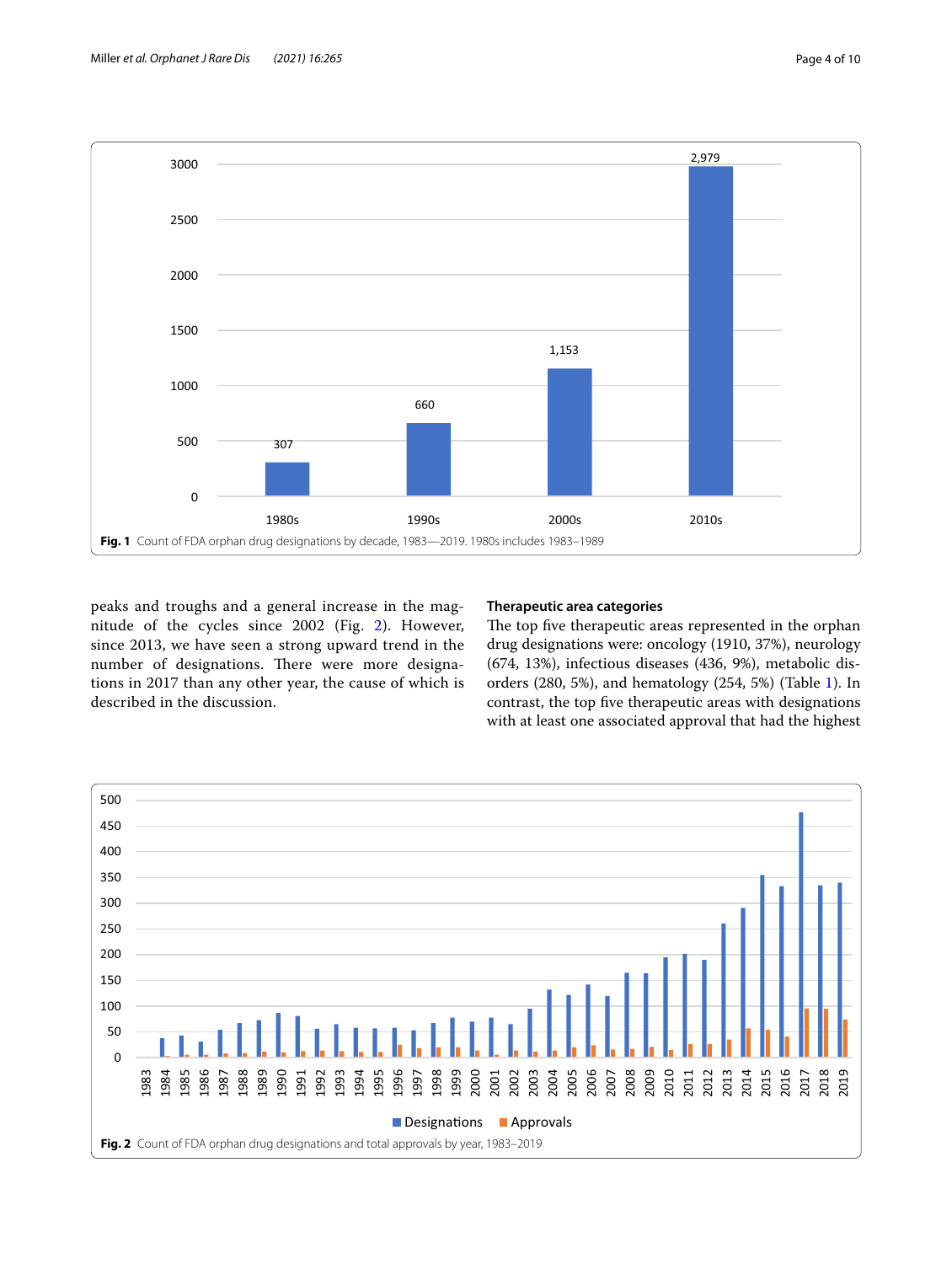Fig. 1 Count of FDA orphan drug designations by decade, 1983—2019. 1980s includes 1983–1989

peaks and troughs and a general increase in the magnitude of the cycles since 2002 (Fig. 2). However, since 2013, we have seen a strong upward trend in the number of designations. There were more designations in 2017 than any other year, the cause of which is described in the discussion.

### Therapeutic area categories

The top five therapeutic areas represented in the orphan drug designations were: oncology (1910, 37%), neurology (674, 13%), infectious diseases (436, 9%), metabolic disorders (280, 5%), and hematology (254, 5%) (Table 1). In contrast, the top five therapeutic areas with designations with at least one associated approval that had the highest

Fig. 2 Count of FDA orphan drug designations and total approvals by year, 1983–2019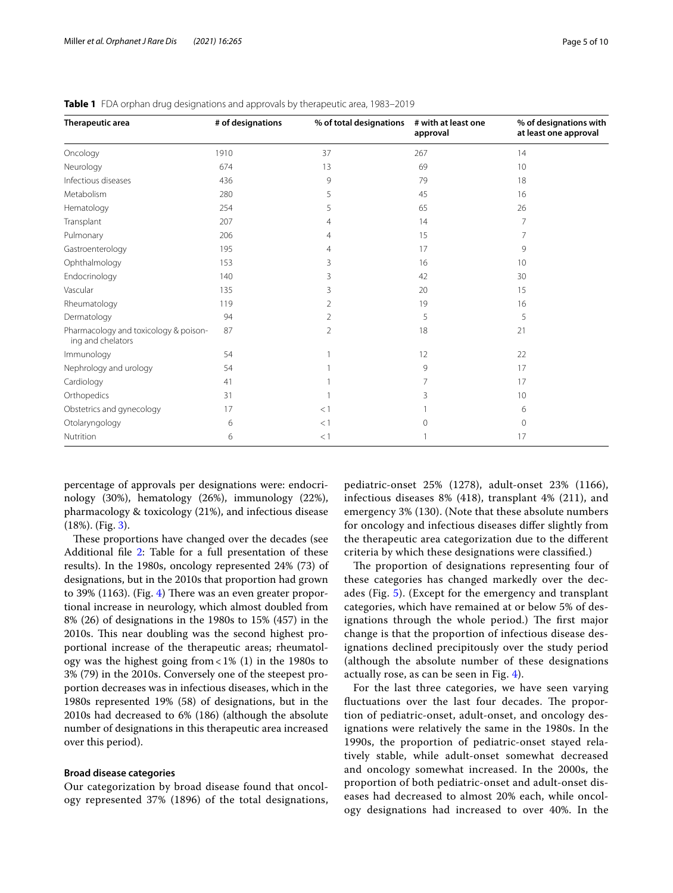**Table 1** FDA orphan drug designations and approvals by therapeutic area, 1983–2019

| Therapeutic area | # of designations | % of total designations | # with at least one approval | % of designations with at least one approval |
|---|---|---|---|---|
| Oncology | 1910 | 37 | 267 | 14 |
| Neurology | 674 | 13 | 69 | 10 |
| Infectious diseases | 436 | 9 | 79 | 18 |
| Metabolism | 280 | 5 | 45 | 16 |
| Hematology | 254 | 5 | 65 | 26 |
| Transplant | 207 | 4 | 14 | 7 |
| Pulmonary | 206 | 4 | 15 | 7 |
| Gastroenterology | 195 | 4 | 17 | 9 |
| Ophthalmology | 153 | 3 | 16 | 10 |
| Endocrinology | 140 | 3 | 42 | 30 |
| Vascular | 135 | 3 | 20 | 15 |
| Rheumatology | 119 | 2 | 19 | 16 |
| Dermatology | 94 | 2 | 5 | 5 |
| Pharmacology and toxicology & poisoning and chelators | 87 | 2 | 18 | 21 |
| Immunology | 54 | 1 | 12 | 22 |
| Nephrology and urology | 54 | 1 | 9 | 17 |
| Cardiology | 41 | 1 | 7 | 17 |
| Orthopedics | 31 | 1 | 3 | 10 |
| Obstetrics and gynecology | 17 | <1 | 1 | 6 |
| Otolaryngology | 6 | <1 | 0 | 0 |
| Nutrition | 6 | <1 | 1 | 17 |

percentage of approvals per designations were: endocrinology (30%), hematology (26%), immunology (22%), pharmacology & toxicology (21%), and infectious disease (18%). (Fig. 3).

These proportions have changed over the decades (see Additional file 2: Table for a full presentation of these results). In the 1980s, oncology represented 24% (73) of designations, but in the 2010s that proportion had grown to 39% (1163). (Fig. 4) There was an even greater proportional increase in neurology, which almost doubled from 8% (26) of designations in the 1980s to 15% (457) in the 2010s. This near doubling was the second highest proportional increase of the therapeutic areas; rheumatology was the highest going from <1% (1) in the 1980s to 3% (79) in the 2010s. Conversely one of the steepest proportion decreases was in infectious diseases, which in the 1980s represented 19% (58) of designations, but in the 2010s had decreased to 6% (186) (although the absolute number of designations in this therapeutic area increased over this period).

### Broad disease categories

Our categorization by broad disease found that oncology represented 37% (1896) of the total designations, pediatric-onset 25% (1278), adult-onset 23% (1166), infectious diseases 8% (418), transplant 4% (211), and emergency 3% (130). (Note that these absolute numbers for oncology and infectious diseases differ slightly from the therapeutic area categorization due to the different criteria by which these designations were classified.)

The proportion of designations representing four of these categories has changed markedly over the decades (Fig. 5). (Except for the emergency and transplant categories, which have remained at or below 5% of designations through the whole period.) The first major change is that the proportion of infectious disease designations declined precipitously over the study period (although the absolute number of these designations actually rose, as can be seen in Fig. 4).

For the last three categories, we have seen varying fluctuations over the last four decades. The proportion of pediatric-onset, adult-onset, and oncology designations were relatively the same in the 1980s. In the 1990s, the proportion of pediatric-onset stayed relatively stable, while adult-onset somewhat decreased and oncology somewhat increased. In the 2000s, the proportion of both pediatric-onset and adult-onset diseases had decreased to almost 20% each, while oncology designations had increased to over 40%. In the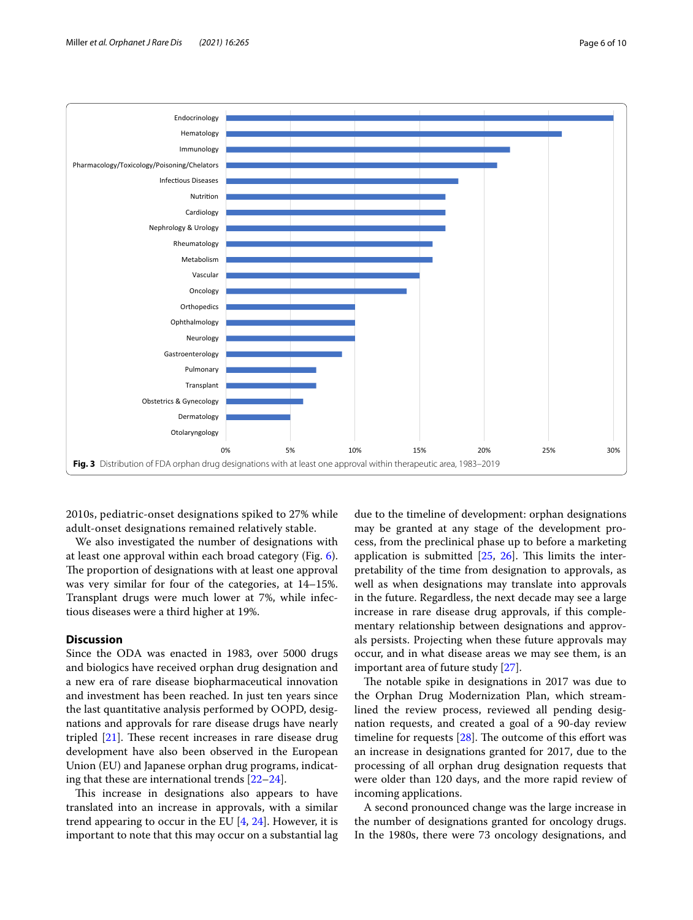Fig. 3 Distribution of FDA orphan drug designations with at least one approval within therapeutic area, 1983–2019

2010s, pediatric-onset designations spiked to 27% while adult-onset designations remained relatively stable.

We also investigated the number of designations with at least one approval within each broad category (Fig. 6). The proportion of designations with at least one approval was very similar for four of the categories, at 14–15%. Transplant drugs were much lower at 7%, while infectious diseases were a third higher at 19%.

## Discussion

Since the ODA was enacted in 1983, over 5000 drugs and biologics have received orphan drug designation and a new era of rare disease biopharmaceutical innovation and investment has been reached. In just ten years since the last quantitative analysis performed by OOPD, designations and approvals for rare disease drugs have nearly tripled [21]. These recent increases in rare disease drug development have also been observed in the European Union (EU) and Japanese orphan drug programs, indicating that these are international trends [22–24].

This increase in designations also appears to have translated into an increase in approvals, with a similar trend appearing to occur in the EU [4, 24]. However, it is important to note that this may occur on a substantial lag due to the timeline of development: orphan designations may be granted at any stage of the development process, from the preclinical phase up to before a marketing application is submitted [25, 26]. This limits the interpretability of the time from designation to approvals, as well as when designations may translate into approvals in the future. Regardless, the next decade may see a large increase in rare disease drug approvals, if this complementary relationship between designations and approvals persists. Projecting when these future approvals may occur, and in what disease areas we may see them, is an important area of future study [27].

The notable spike in designations in 2017 was due to the Orphan Drug Modernization Plan, which streamlined the review process, reviewed all pending designation requests, and created a goal of a 90-day review timeline for requests [28]. The outcome of this effort was an increase in designations granted for 2017, due to the processing of all orphan drug designation requests that were older than 120 days, and the more rapid review of incoming applications.

A second pronounced change was the large increase in the number of designations granted for oncology drugs. In the 1980s, there were 73 oncology designations, and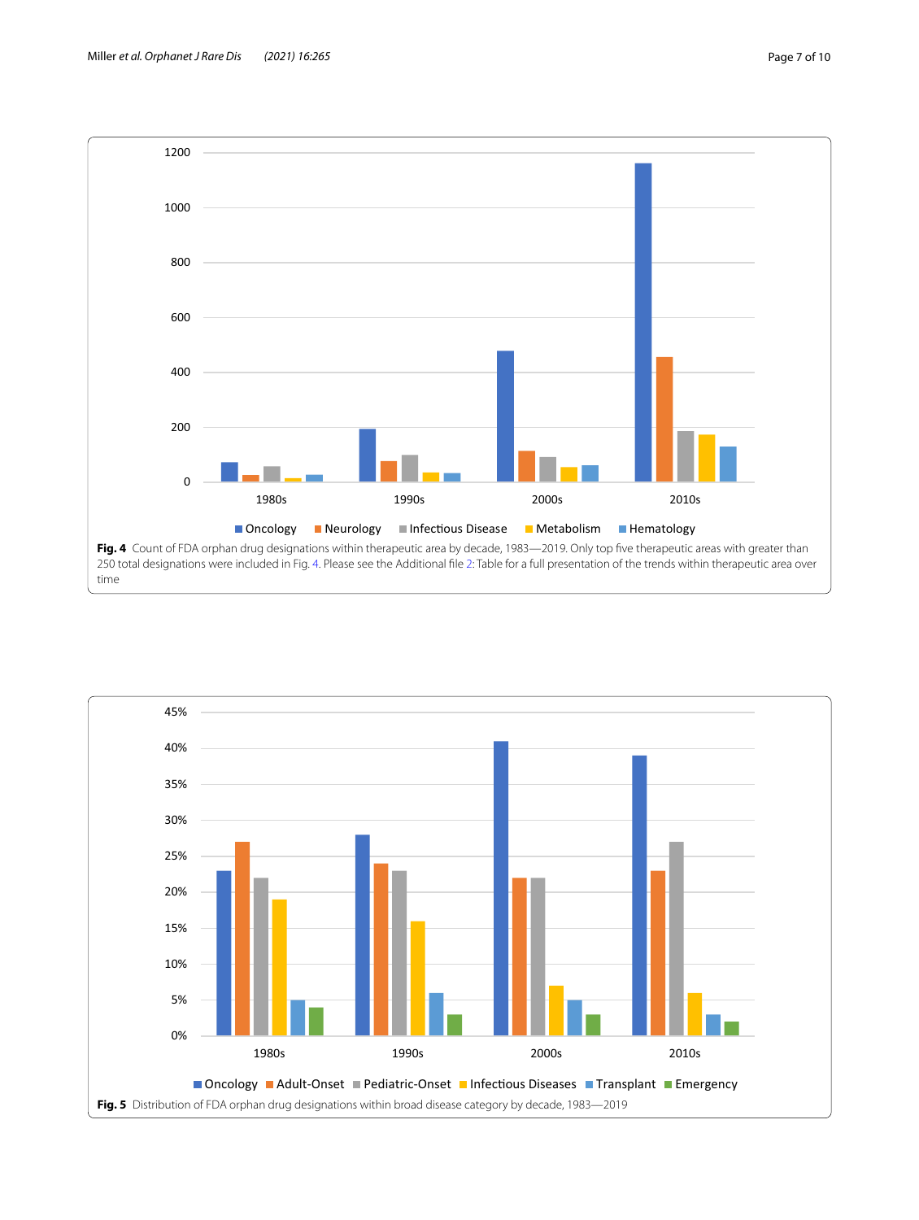**Fig. 4** Count of FDA orphan drug designations within therapeutic area by decade, 1983—2019. Only top five therapeutic areas with greater than 250 total designations were included in Fig. 4. Please see the Additional file 2: Table for a full presentation of the trends within therapeutic area over time

**Fig. 5** Distribution of FDA orphan drug designations within broad disease category by decade, 1983—2019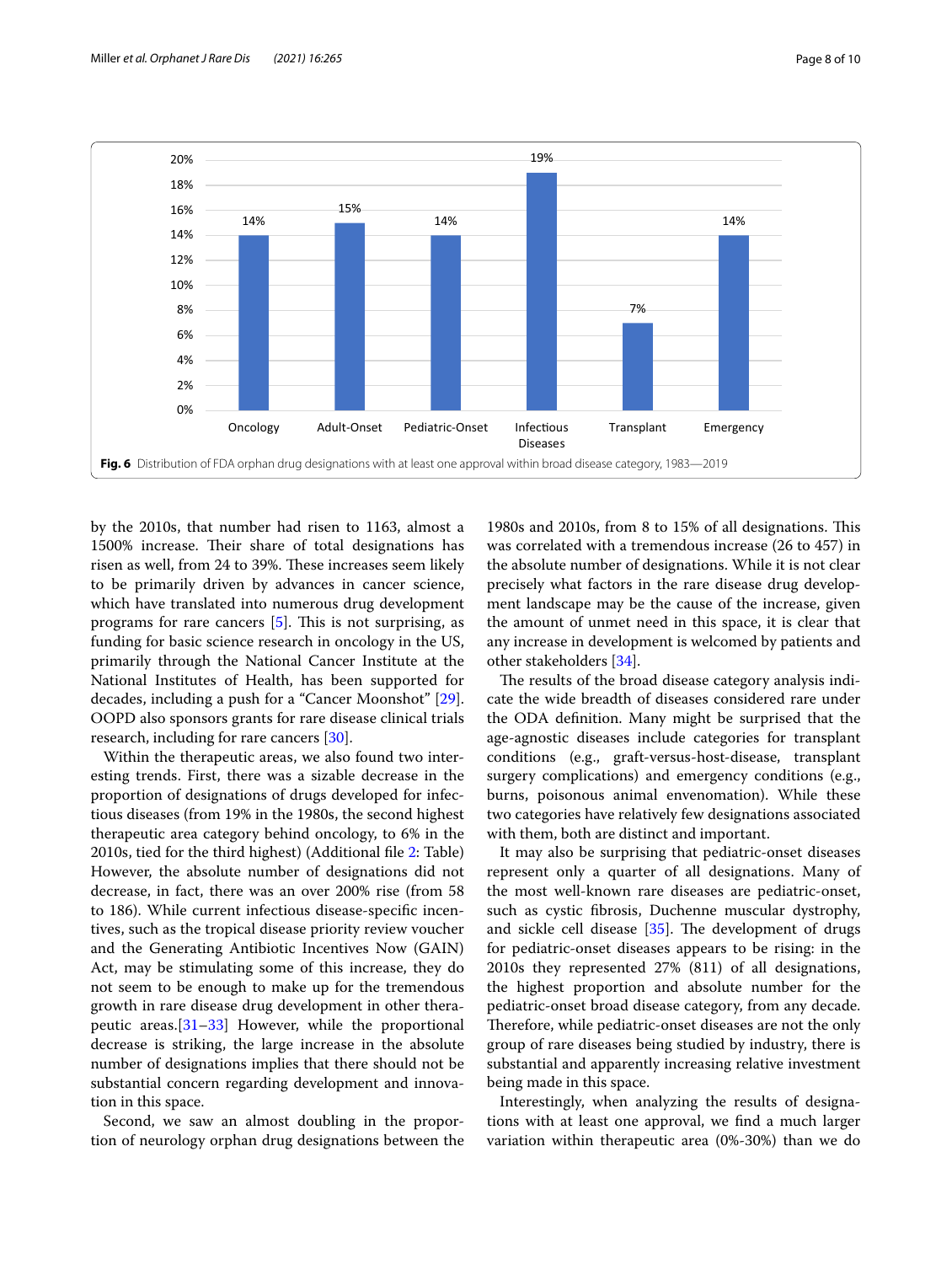Oncology 14%, Adult-Onset 15%, Pediatric-Onset 14%, Infectious Diseases 19%, Transplant 7%, Emergency 14%

**Fig. 6** Distribution of FDA orphan drug designations with at least one approval within broad disease category, 1983—2019

by the 2010s, that number had risen to 1163, almost a 1500% increase. Their share of total designations has risen as well, from 24 to 39%. These increases seem likely to be primarily driven by advances in cancer science, which have translated into numerous drug development programs for rare cancers [5]. This is not surprising, as funding for basic science research in oncology in the US, primarily through the National Cancer Institute at the National Institutes of Health, has been supported for decades, including a push for a "Cancer Moonshot" [29]. OOPD also sponsors grants for rare disease clinical trials research, including for rare cancers [30].

Within the therapeutic areas, we also found two interesting trends. First, there was a sizable decrease in the proportion of designations of drugs developed for infectious diseases (from 19% in the 1980s, the second highest therapeutic area category behind oncology, to 6% in the 2010s, tied for the third highest) (Additional file 2: Table) However, the absolute number of designations did not decrease, in fact, there was an over 200% rise (from 58 to 186). While current infectious disease-specific incentives, such as the tropical disease priority review voucher and the Generating Antibiotic Incentives Now (GAIN) Act, may be stimulating some of this increase, they do not seem to be enough to make up for the tremendous growth in rare disease drug development in other therapeutic areas.[31–33] However, while the proportional decrease is striking, the large increase in the absolute number of designations implies that there should not be substantial concern regarding development and innovation in this space.

Second, we saw an almost doubling in the proportion of neurology orphan drug designations between the 1980s and 2010s, from 8 to 15% of all designations. This was correlated with a tremendous increase (26 to 457) in the absolute number of designations. While it is not clear precisely what factors in the rare disease drug development landscape may be the cause of the increase, given the amount of unmet need in this space, it is clear that any increase in development is welcomed by patients and other stakeholders [34].

The results of the broad disease category analysis indicate the wide breadth of diseases considered rare under the ODA definition. Many might be surprised that the age-agnostic diseases include categories for transplant conditions (e.g., graft-versus-host-disease, transplant surgery complications) and emergency conditions (e.g., burns, poisonous animal envenomation). While these two categories have relatively few designations associated with them, both are distinct and important.

It may also be surprising that pediatric-onset diseases represent only a quarter of all designations. Many of the most well-known rare diseases are pediatric-onset, such as cystic fibrosis, Duchenne muscular dystrophy, and sickle cell disease [35]. The development of drugs for pediatric-onset diseases appears to be rising: in the 2010s they represented 27% (811) of all designations, the highest proportion and absolute number for the pediatric-onset broad disease category, from any decade. Therefore, while pediatric-onset diseases are not the only group of rare diseases being studied by industry, there is substantial and apparently increasing relative investment being made in this space.

Interestingly, when analyzing the results of designations with at least one approval, we find a much larger variation within therapeutic area (0%-30%) than we do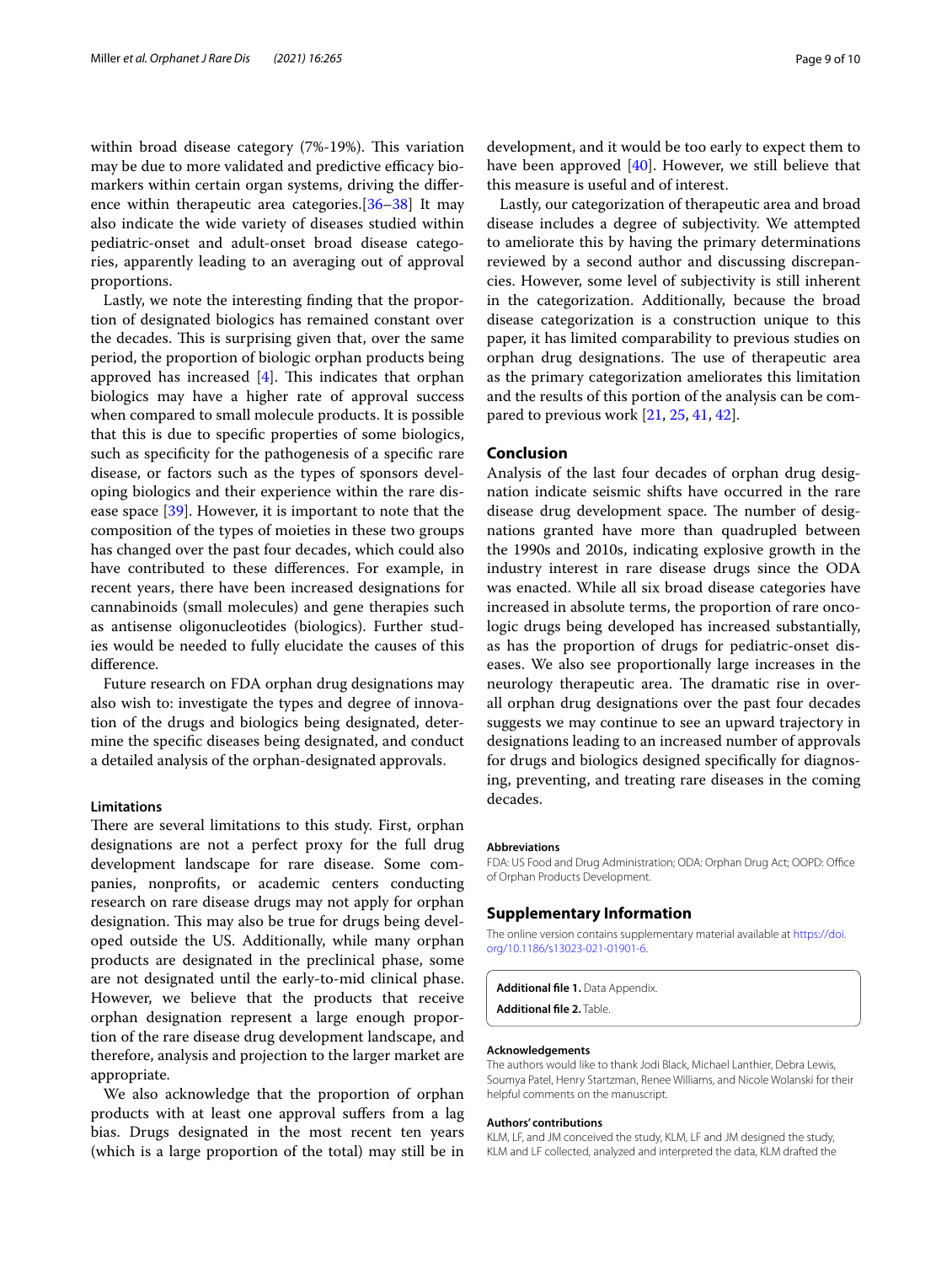within broad disease category (7%-19%). This variation may be due to more validated and predictive efficacy biomarkers within certain organ systems, driving the difference within therapeutic area categories.[36–38] It may also indicate the wide variety of diseases studied within pediatric-onset and adult-onset broad disease categories, apparently leading to an averaging out of approval proportions.

Lastly, we note the interesting finding that the proportion of designated biologics has remained constant over the decades. This is surprising given that, over the same period, the proportion of biologic orphan products being approved has increased [4]. This indicates that orphan biologics may have a higher rate of approval success when compared to small molecule products. It is possible that this is due to specific properties of some biologics, such as specificity for the pathogenesis of a specific rare disease, or factors such as the types of sponsors developing biologics and their experience within the rare disease space [39]. However, it is important to note that the composition of the types of moieties in these two groups has changed over the past four decades, which could also have contributed to these differences. For example, in recent years, there have been increased designations for cannabinoids (small molecules) and gene therapies such as antisense oligonucleotides (biologics). Further studies would be needed to fully elucidate the causes of this difference.

Future research on FDA orphan drug designations may also wish to: investigate the types and degree of innovation of the drugs and biologics being designated, determine the specific diseases being designated, and conduct a detailed analysis of the orphan-designated approvals.

### Limitations

There are several limitations to this study. First, orphan designations are not a perfect proxy for the full drug development landscape for rare disease. Some companies, nonprofits, or academic centers conducting research on rare disease drugs may not apply for orphan designation. This may also be true for drugs being developed outside the US. Additionally, while many orphan products are designated in the preclinical phase, some are not designated until the early-to-mid clinical phase. However, we believe that the products that receive orphan designation represent a large enough proportion of the rare disease drug development landscape, and therefore, analysis and projection to the larger market are appropriate.

We also acknowledge that the proportion of orphan products with at least one approval suffers from a lag bias. Drugs designated in the most recent ten years (which is a large proportion of the total) may still be in development, and it would be too early to expect them to have been approved [40]. However, we still believe that this measure is useful and of interest.

Lastly, our categorization of therapeutic area and broad disease includes a degree of subjectivity. We attempted to ameliorate this by having the primary determinations reviewed by a second author and discussing discrepancies. However, some level of subjectivity is still inherent in the categorization. Additionally, because the broad disease categorization is a construction unique to this paper, it has limited comparability to previous studies on orphan drug designations. The use of therapeutic area as the primary categorization ameliorates this limitation and the results of this portion of the analysis can be compared to previous work [21, 25, 41, 42].

## Conclusion

Analysis of the last four decades of orphan drug designation indicate seismic shifts have occurred in the rare disease drug development space. The number of designations granted have more than quadrupled between the 1990s and 2010s, indicating explosive growth in the industry interest in rare disease drugs since the ODA was enacted. While all six broad disease categories have increased in absolute terms, the proportion of rare oncologic drugs being developed has increased substantially, as has the proportion of drugs for pediatric-onset diseases. We also see proportionally large increases in the neurology therapeutic area. The dramatic rise in overall orphan drug designations over the past four decades suggests we may continue to see an upward trajectory in designations leading to an increased number of approvals for drugs and biologics designed specifically for diagnosing, preventing, and treating rare diseases in the coming decades.

#### Abbreviations

FDA: US Food and Drug Administration; ODA: Orphan Drug Act; OOPD: Office of Orphan Products Development.

## Supplementary Information

The online version contains supplementary material available at https://doi.org/10.1186/s13023-021-01901-6.

**Additional file 1.** Data Appendix.

**Additional file 2.** Table.

#### Acknowledgements

The authors would like to thank Jodi Black, Michael Lanthier, Debra Lewis, Soumya Patel, Henry Startzman, Renee Williams, and Nicole Wolanski for their helpful comments on the manuscript.

#### Authors' contributions

KLM, LF, and JM conceived the study, KLM, LF and JM designed the study, KLM and LF collected, analyzed and interpreted the data, KLM drafted the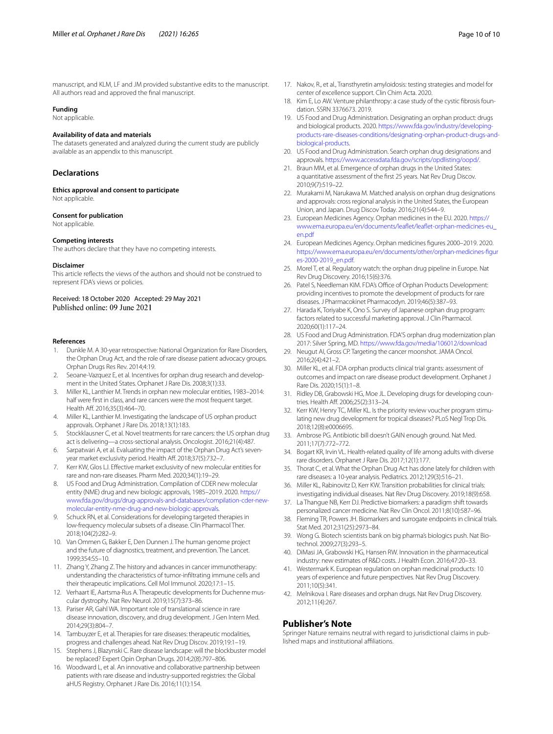manuscript, and KLM, LF and JM provided substantive edits to the manuscript. All authors read and approved the final manuscript.

**Funding**

Not applicable.

**Availability of data and materials**

The datasets generated and analyzed during the current study are publicly available as an appendix to this manuscript.

## Declarations

**Ethics approval and consent to participate**

Not applicable.

**Consent for publication**

Not applicable.

**Competing interests**

The authors declare that they have no competing interests.

**Disclaimer**

This article reflects the views of the authors and should not be construed to represent FDA's views or policies.

Received: 18 October 2020 Accepted: 29 May 2021
Published online: 09 June 2021

**References**

1. Dunkle M. A 30-year retrospective: National Organization for Rare Disorders, the Orphan Drug Act, and the role of rare disease patient advocacy groups. Orphan Drugs Res Rev. 2014;4:19.
2. Seoane-Vazquez E, et al. Incentives for orphan drug research and development in the United States. Orphanet J Rare Dis. 2008;3(1):33.
3. Miller KL, Lanthier M. Trends in orphan new molecular entities, 1983–2014: half were first in class, and rare cancers were the most frequent target. Health Aff. 2016;35(3):464–70.
4. Miller KL, Lanthier M. Investigating the landscape of US orphan product approvals. Orphanet J Rare Dis. 2018;13(1):183.
5. Stockklausner C, et al. Novel treatments for rare cancers: the US orphan drug act is delivering—a cross-sectional analysis. Oncologist. 2016;21(4):487.
6. Sarpatwari A, et al. Evaluating the impact of the Orphan Drug Act's seven-year market exclusivity period. Health Aff. 2018;37(5):732–7.
7. Kerr KW, Glos LJ. Effective market exclusivity of new molecular entities for rare and non-rare diseases. Pharm Med. 2020;34(1):19–29.
8. US Food and Drug Administration. Compilation of CDER new molecular entity (NME) drug and new biologic approvals, 1985–2019. 2020. https://www.fda.gov/drugs/drug-approvals-and-databases/compilation-cder-new-molecular-entity-nme-drug-and-new-biologic-approvals.
9. Schuck RN, et al. Considerations for developing targeted therapies in low-frequency molecular subsets of a disease. Clin Pharmacol Ther. 2018;104(2):282–9.
10. Van Ommen G, Bakker E, Den Dunnen J. The human genome project and the future of diagnostics, treatment, and prevention. The Lancet. 1999;354:S5–10.
11. Zhang Y, Zhang Z. The history and advances in cancer immunotherapy: understanding the characteristics of tumor-infiltrating immune cells and their therapeutic implications. Cell Mol Immunol. 2020;17:1–15.
12. Verhaart IE, Aartsma-Rus A. Therapeutic developments for Duchenne muscular dystrophy. Nat Rev Neurol. 2019;15(7):373–86.
13. Pariser AR, Gahl WA. Important role of translational science in rare disease innovation, discovery, and drug development. J Gen Intern Med. 2014;29(3):804–7.
14. Tambuyzer E, et al. Therapies for rare diseases: therapeutic modalities, progress and challenges ahead. Nat Rev Drug Discov. 2019;19:1–19.
15. Stephens J, Blazynski C. Rare disease landscape: will the blockbuster model be replaced? Expert Opin Orphan Drugs. 2014;2(8):797–806.
16. Woodward L, et al. An innovative and collaborative partnership between patients with rare disease and industry-supported registries: the Global aHUS Registry. Orphanet J Rare Dis. 2016;11(1):154.
17. Nakov, R., et al., Transthyretin amyloidosis: testing strategies and model for center of excellence support. Clin Chim Acta. 2020.
18. Kim E, Lo AW. Venture philanthropy: a case study of the cystic fibrosis foundation. SSRN 3376673. 2019.
19. US Food and Drug Administration. Designating an orphan product: drugs and biological products. 2020. https://www.fda.gov/industry/developing-products-rare-diseases-conditions/designating-orphan-product-drugs-and-biological-products.
20. US Food and Drug Administration. Search orphan drug designations and approvals. https://www.accessdata.fda.gov/scripts/opdlisting/oopd/.
21. Braun MM, et al. Emergence of orphan drugs in the United States: a quantitative assessment of the first 25 years. Nat Rev Drug Discov. 2010;9(7):519–22.
22. Murakami M, Narukawa M. Matched analysis on orphan drug designations and approvals: cross regional analysis in the United States, the European Union, and Japan. Drug Discov Today. 2016;21(4):544–9.
23. European Medicines Agency. Orphan medicines in the EU. 2020. https://www.ema.europa.eu/en/documents/leaflet/leaflet-orphan-medicines-eu_en.pdf
24. European Medicines Agency. Orphan medicines figures 2000–2019. 2020. https://www.ema.europa.eu/en/documents/other/orphan-medicines-figures-2000-2019_en.pdf.
25. Morel T, et al. Regulatory watch: the orphan drug pipeline in Europe. Nat Rev Drug Discovery. 2016;15(6):376.
26. Patel S, Needleman KIM. FDA's Office of Orphan Products Development: providing incentives to promote the development of products for rare diseases. J Pharmacokinet Pharmacodyn. 2019;46(5):387–93.
27. Harada K, Toriyabe K, Ono S. Survey of Japanese orphan drug program: factors related to successful marketing approval. J Clin Pharmacol. 2020;60(1):117–24.
28. US Food and Drug Administration. FDA'S orphan drug modernization plan 2017: Silver Spring, MD. https://www.fda.gov/media/106012/download
29. Neugut AI, Gross CP. Targeting the cancer moonshot. JAMA Oncol. 2016;2(4):421–2.
30. Miller KL, et al. FDA orphan products clinical trial grants: assessment of outcomes and impact on rare disease product development. Orphanet J Rare Dis. 2020;15(1):1–8.
31. Ridley DB, Grabowski HG, Moe JL. Developing drugs for developing countries. Health Aff. 2006;25(2):313–24.
32. Kerr KW, Henry TC, Miller KL. Is the priority review voucher program stimulating new drug development for tropical diseases? PLoS Negl Trop Dis. 2018;12(8):e0006695.
33. Ambrose PG. Antibiotic bill doesn't GAIN enough ground. Nat Med. 2011;17(7):772–772.
34. Bogart KR, Irvin VL. Health-related quality of life among adults with diverse rare disorders. Orphanet J Rare Dis. 2017;12(1):177.
35. Thorat C, et al. What the Orphan Drug Act has done lately for children with rare diseases: a 10-year analysis. Pediatrics. 2012;129(3):516–21.
36. Miller KL, Rabinovitz D, Kerr KW. Transition probabilities for clinical trials: investigating individual diseases. Nat Rev Drug Discovery. 2019;18(9):658.
37. La Thangue NB, Kerr DJ. Predictive biomarkers: a paradigm shift towards personalized cancer medicine. Nat Rev Clin Oncol. 2011;8(10):587–96.
38. Fleming TR, Powers JH. Biomarkers and surrogate endpoints in clinical trials. Stat Med. 2012;31(25):2973–84.
39. Wong G. Biotech scientists bank on big pharma's biologics push. Nat Biotechnol. 2009;27(3):293–5.
40. DiMasi JA, Grabowski HG, Hansen RW. Innovation in the pharmaceutical industry: new estimates of R&D costs. J Health Econ. 2016;47:20–33.
41. Westermark K. European regulation on orphan medicinal products: 10 years of experience and future perspectives. Nat Rev Drug Discovery. 2011;10(5):341.
42. Melnikova I. Rare diseases and orphan drugs. Nat Rev Drug Discovery. 2012;11(4):267.

## Publisher's Note

Springer Nature remains neutral with regard to jurisdictional claims in published maps and institutional affiliations.